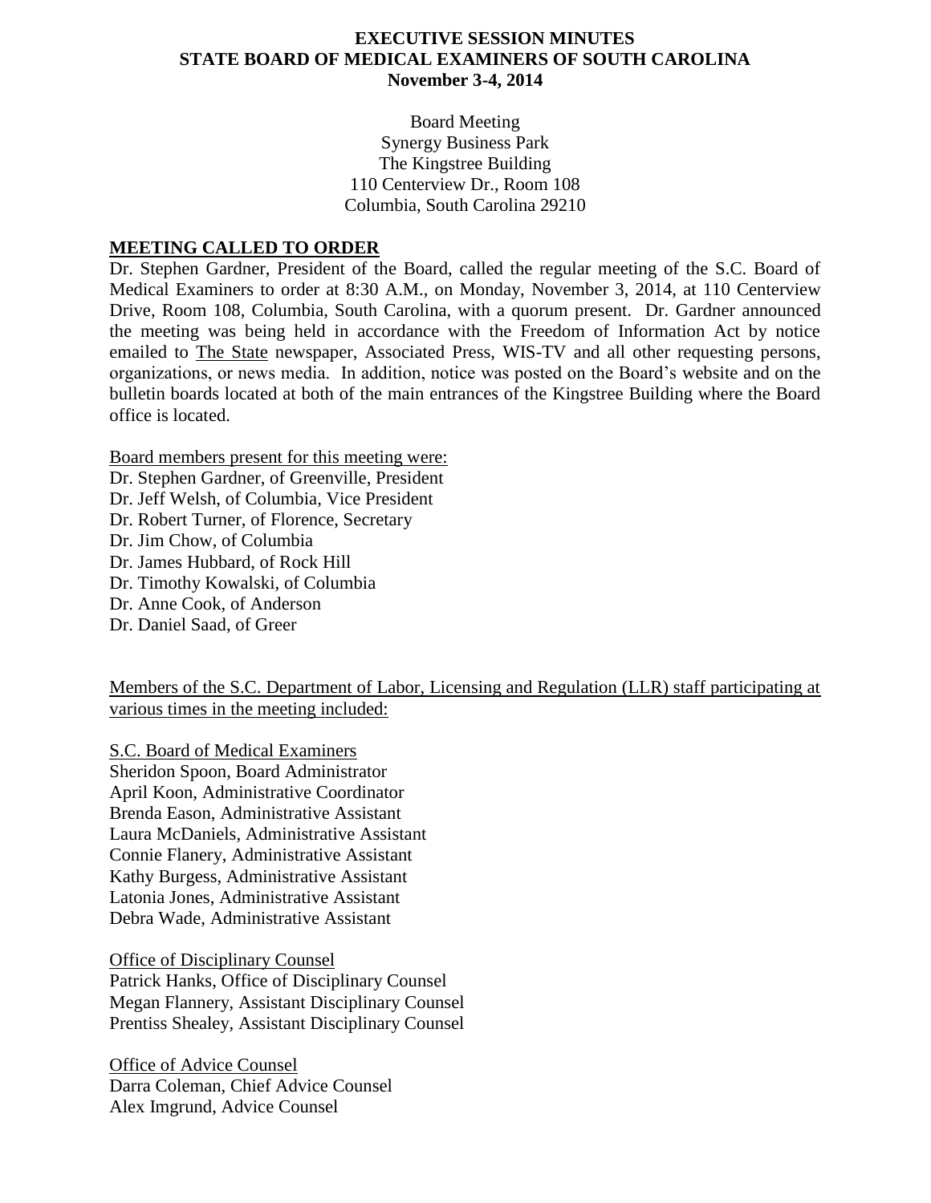# EXECUTIVE SESSION MINUTES
# STATE BOARD OF MEDICAL EXAMINERS OF SOUTH CAROLINA
# November 3-4, 2014

Board Meeting
Synergy Business Park
The Kingstree Building
110 Centerview Dr., Room 108
Columbia, South Carolina 29210

## MEETING CALLED TO ORDER

Dr. Stephen Gardner, President of the Board, called the regular meeting of the S.C. Board of Medical Examiners to order at 8:30 A.M., on Monday, November 3, 2014, at 110 Centerview Drive, Room 108, Columbia, South Carolina, with a quorum present. Dr. Gardner announced the meeting was being held in accordance with the Freedom of Information Act by notice emailed to The State newspaper, Associated Press, WIS-TV and all other requesting persons, organizations, or news media. In addition, notice was posted on the Board's website and on the bulletin boards located at both of the main entrances of the Kingstree Building where the Board office is located.

Board members present for this meeting were:
Dr. Stephen Gardner, of Greenville, President
Dr. Jeff Welsh, of Columbia, Vice President
Dr. Robert Turner, of Florence, Secretary
Dr. Jim Chow, of Columbia
Dr. James Hubbard, of Rock Hill
Dr. Timothy Kowalski, of Columbia
Dr. Anne Cook, of Anderson
Dr. Daniel Saad, of Greer

Members of the S.C. Department of Labor, Licensing and Regulation (LLR) staff participating at various times in the meeting included:

S.C. Board of Medical Examiners
Sheridon Spoon, Board Administrator
April Koon, Administrative Coordinator
Brenda Eason, Administrative Assistant
Laura McDaniels, Administrative Assistant
Connie Flanery, Administrative Assistant
Kathy Burgess, Administrative Assistant
Latonia Jones, Administrative Assistant
Debra Wade, Administrative Assistant

Office of Disciplinary Counsel
Patrick Hanks, Office of Disciplinary Counsel
Megan Flannery, Assistant Disciplinary Counsel
Prentiss Shealey, Assistant Disciplinary Counsel

Office of Advice Counsel
Darra Coleman, Chief Advice Counsel
Alex Imgrund, Advice Counsel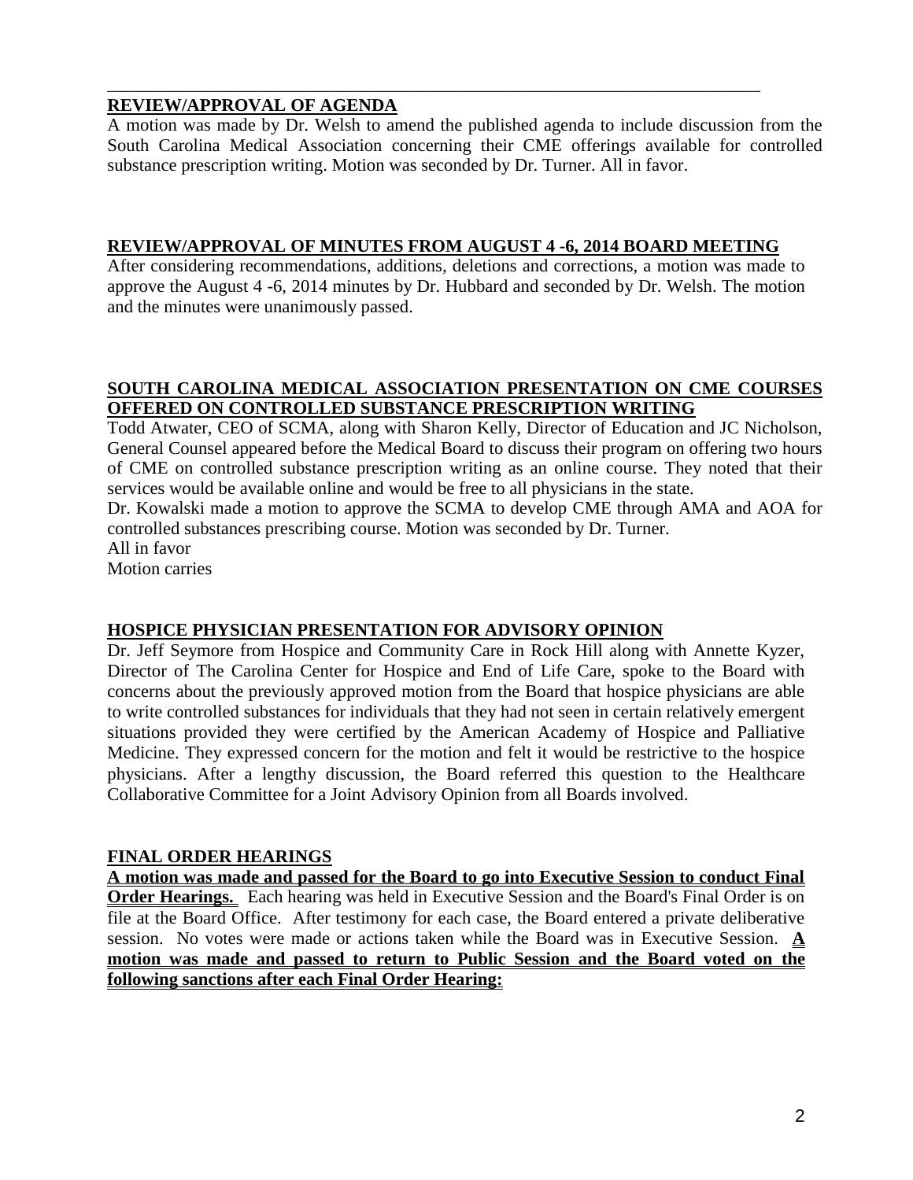## REVIEW/APPROVAL OF AGENDA

A motion was made by Dr. Welsh to amend the published agenda to include discussion from the South Carolina Medical Association concerning their CME offerings available for controlled substance prescription writing. Motion was seconded by Dr. Turner. All in favor.

## REVIEW/APPROVAL OF MINUTES FROM AUGUST 4 -6, 2014 BOARD MEETING

After considering recommendations, additions, deletions and corrections, a motion was made to approve the August 4 -6, 2014 minutes by Dr. Hubbard and seconded by Dr. Welsh. The motion and the minutes were unanimously passed.

## SOUTH CAROLINA MEDICAL ASSOCIATION PRESENTATION ON CME COURSES OFFERED ON CONTROLLED SUBSTANCE PRESCRIPTION WRITING

Todd Atwater, CEO of SCMA, along with Sharon Kelly, Director of Education and JC Nicholson, General Counsel appeared before the Medical Board to discuss their program on offering two hours of CME on controlled substance prescription writing as an online course. They noted that their services would be available online and would be free to all physicians in the state.

Dr. Kowalski made a motion to approve the SCMA to develop CME through AMA and AOA for controlled substances prescribing course. Motion was seconded by Dr. Turner.

All in favor

Motion carries

## HOSPICE PHYSICIAN PRESENTATION FOR ADVISORY OPINION

Dr. Jeff Seymore from Hospice and Community Care in Rock Hill along with Annette Kyzer, Director of The Carolina Center for Hospice and End of Life Care, spoke to the Board with concerns about the previously approved motion from the Board that hospice physicians are able to write controlled substances for individuals that they had not seen in certain relatively emergent situations provided they were certified by the American Academy of Hospice and Palliative Medicine. They expressed concern for the motion and felt it would be restrictive to the hospice physicians. After a lengthy discussion, the Board referred this question to the Healthcare Collaborative Committee for a Joint Advisory Opinion from all Boards involved.

## FINAL ORDER HEARINGS

**A motion was made and passed for the Board to go into Executive Session to conduct Final Order Hearings.** Each hearing was held in Executive Session and the Board's Final Order is on file at the Board Office. After testimony for each case, the Board entered a private deliberative session. No votes were made or actions taken while the Board was in Executive Session. **A motion was made and passed to return to Public Session and the Board voted on the following sanctions after each Final Order Hearing:**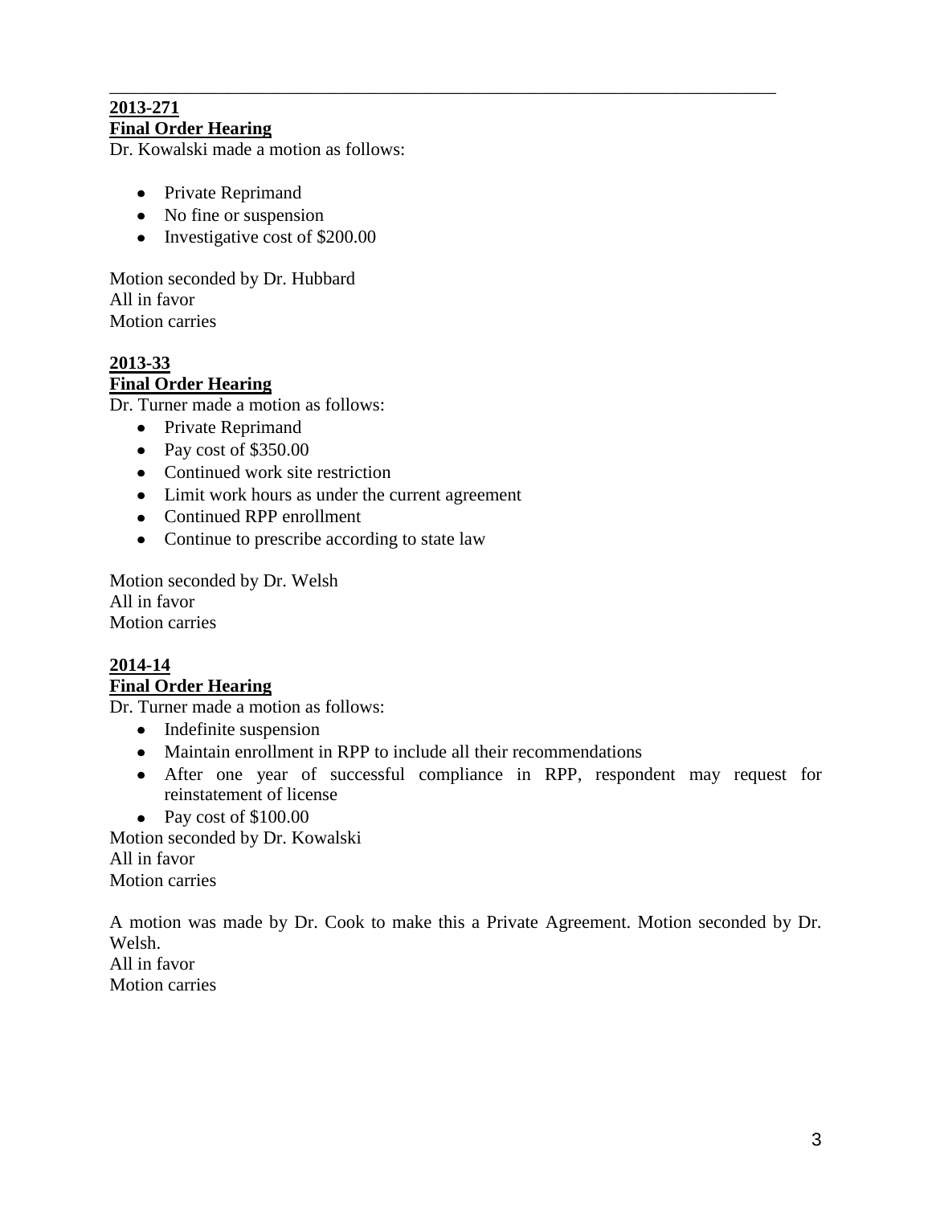---

**2013-271**
**Final Order Hearing**
Dr. Kowalski made a motion as follows:

- Private Reprimand
- No fine or suspension
- Investigative cost of $200.00

Motion seconded by Dr. Hubbard
All in favor
Motion carries

**2013-33**
**Final Order Hearing**
Dr. Turner made a motion as follows:

- Private Reprimand
- Pay cost of $350.00
- Continued work site restriction
- Limit work hours as under the current agreement
- Continued RPP enrollment
- Continue to prescribe according to state law

Motion seconded by Dr. Welsh
All in favor
Motion carries

**2014-14**
**Final Order Hearing**
Dr. Turner made a motion as follows:

- Indefinite suspension
- Maintain enrollment in RPP to include all their recommendations
- After one year of successful compliance in RPP, respondent may request for reinstatement of license
- Pay cost of $100.00

Motion seconded by Dr. Kowalski
All in favor
Motion carries

A motion was made by Dr. Cook to make this a Private Agreement. Motion seconded by Dr. Welsh.
All in favor
Motion carries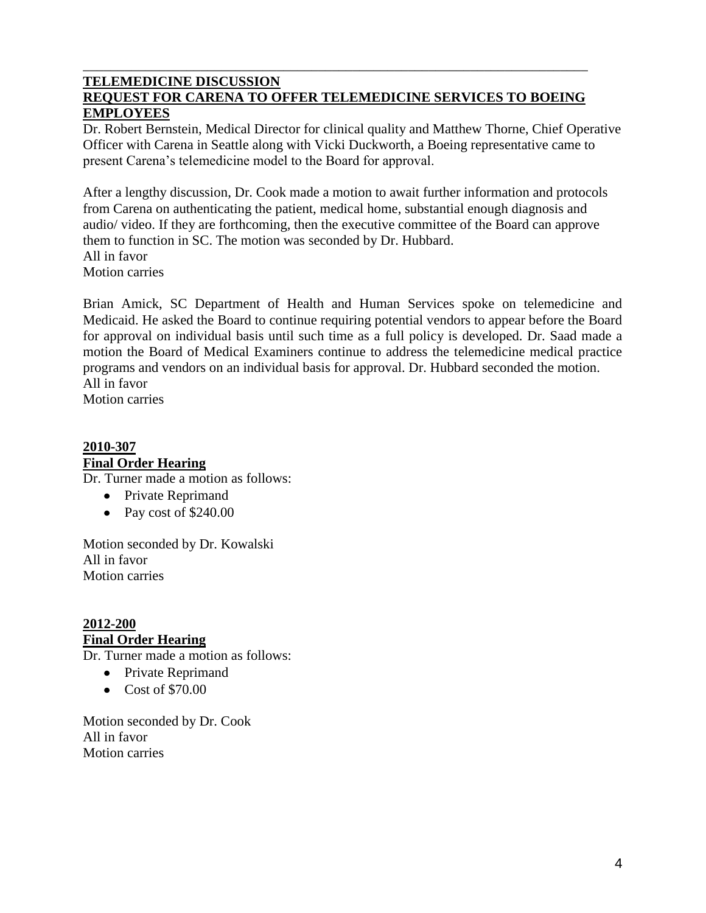---

**TELEMEDICINE DISCUSSION**

**REQUEST FOR CARENA TO OFFER TELEMEDICINE SERVICES TO BOEING EMPLOYEES**

Dr. Robert Bernstein, Medical Director for clinical quality and Matthew Thorne, Chief Operative Officer with Carena in Seattle along with Vicki Duckworth, a Boeing representative came to present Carena's telemedicine model to the Board for approval.

After a lengthy discussion, Dr. Cook made a motion to await further information and protocols from Carena on authenticating the patient, medical home, substantial enough diagnosis and audio/ video. If they are forthcoming, then the executive committee of the Board can approve them to function in SC. The motion was seconded by Dr. Hubbard.
All in favor
Motion carries

Brian Amick, SC Department of Health and Human Services spoke on telemedicine and Medicaid. He asked the Board to continue requiring potential vendors to appear before the Board for approval on individual basis until such time as a full policy is developed. Dr. Saad made a motion the Board of Medical Examiners continue to address the telemedicine medical practice programs and vendors on an individual basis for approval. Dr. Hubbard seconded the motion.
All in favor
Motion carries

**2010-307**

**Final Order Hearing**

Dr. Turner made a motion as follows:

- Private Reprimand
- Pay cost of $240.00

Motion seconded by Dr. Kowalski
All in favor
Motion carries

**2012-200**

**Final Order Hearing**

Dr. Turner made a motion as follows:

- Private Reprimand
- Cost of $70.00

Motion seconded by Dr. Cook
All in favor
Motion carries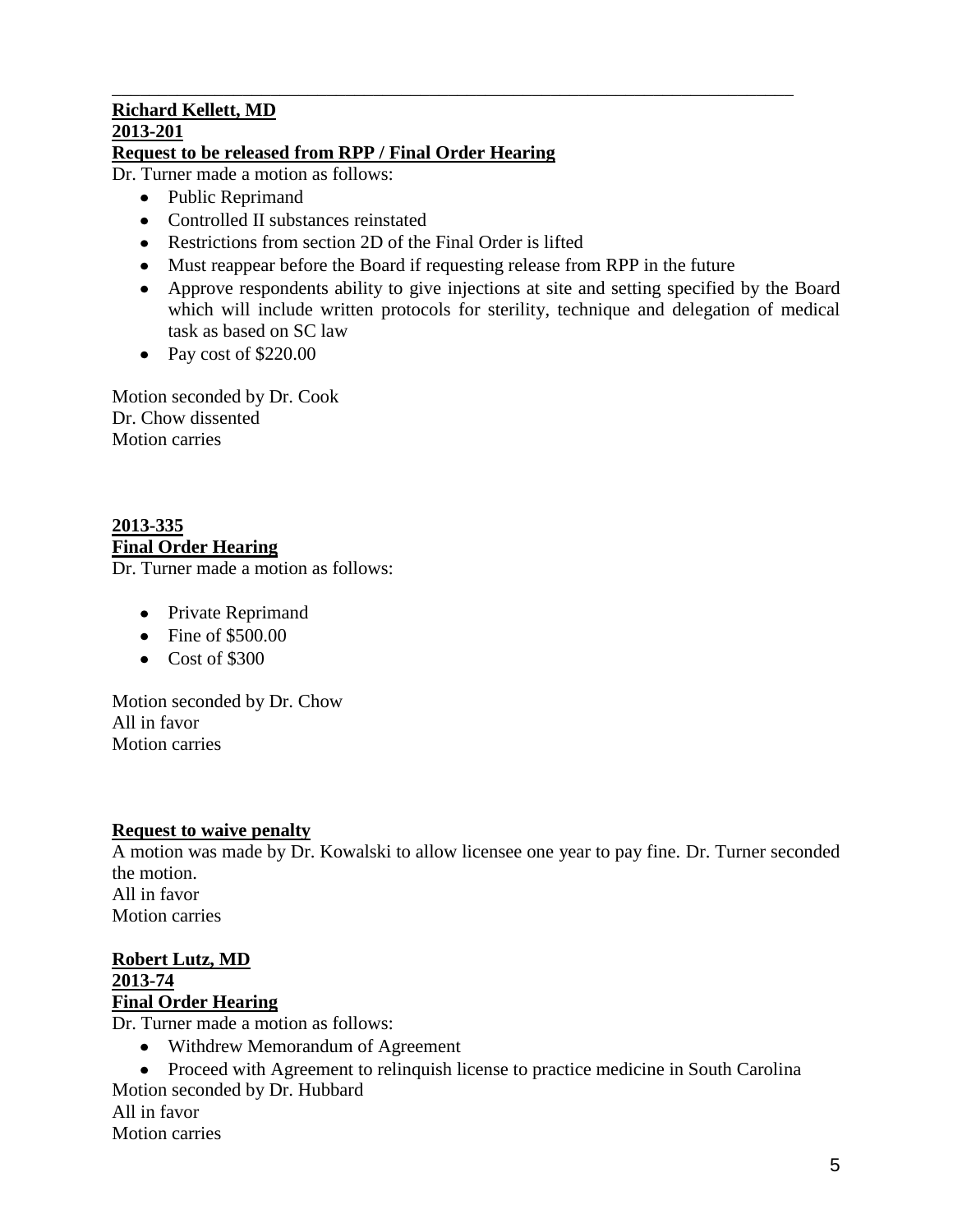---

**Richard Kellett, MD**
**2013-201**
**Request to be released from RPP / Final Order Hearing**

Dr. Turner made a motion as follows:

- Public Reprimand
- Controlled II substances reinstated
- Restrictions from section 2D of the Final Order is lifted
- Must reappear before the Board if requesting release from RPP in the future
- Approve respondents ability to give injections at site and setting specified by the Board which will include written protocols for sterility, technique and delegation of medical task as based on SC law
- Pay cost of $220.00

Motion seconded by Dr. Cook
Dr. Chow dissented
Motion carries

**2013-335**
**Final Order Hearing**

Dr. Turner made a motion as follows:

- Private Reprimand
- Fine of $500.00
- Cost of $300

Motion seconded by Dr. Chow
All in favor
Motion carries

**Request to waive penalty**

A motion was made by Dr. Kowalski to allow licensee one year to pay fine. Dr. Turner seconded the motion.
All in favor
Motion carries

**Robert Lutz, MD**
**2013-74**
**Final Order Hearing**

Dr. Turner made a motion as follows:

- Withdrew Memorandum of Agreement
- Proceed with Agreement to relinquish license to practice medicine in South Carolina

Motion seconded by Dr. Hubbard
All in favor
Motion carries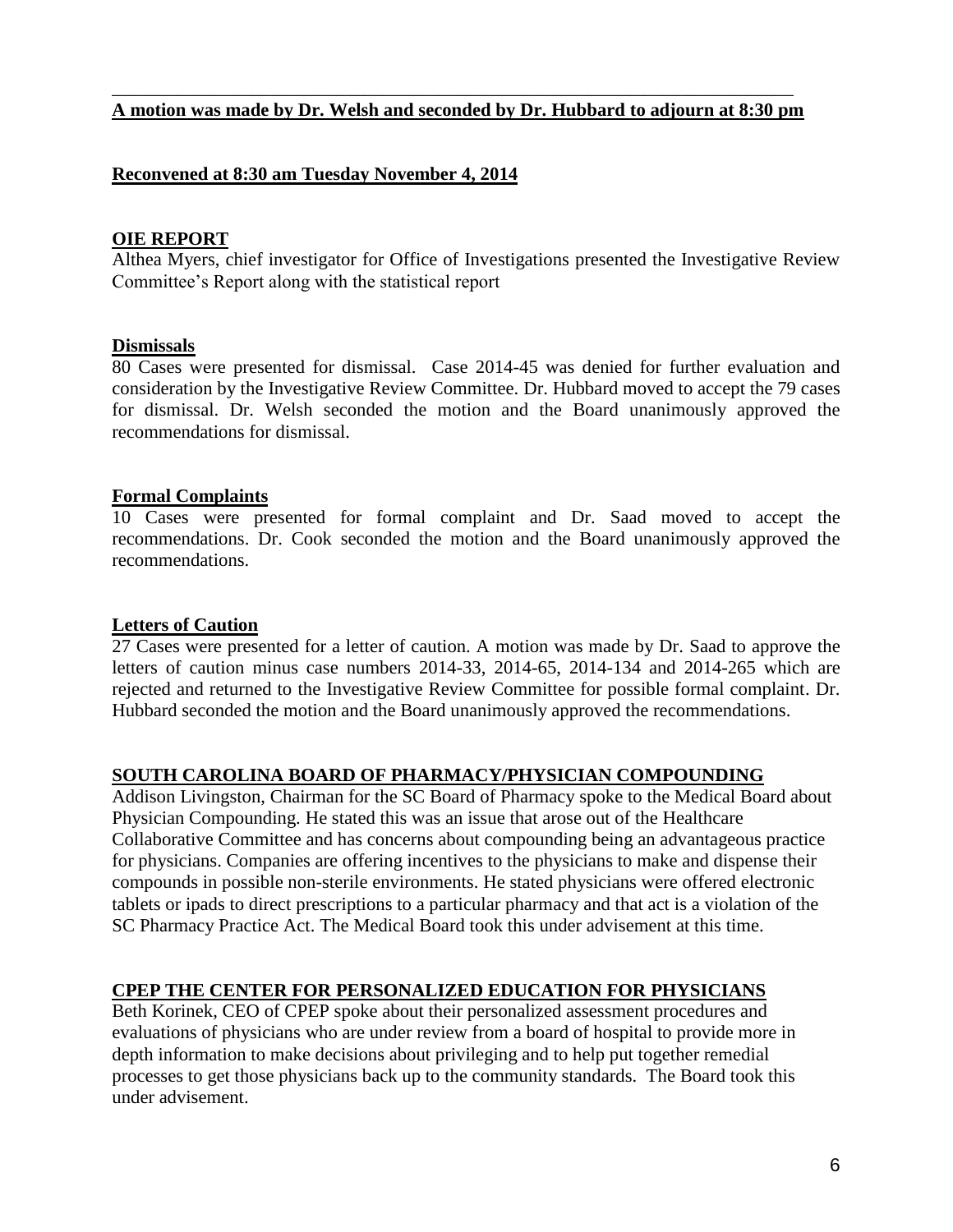**A motion was made by Dr. Welsh and seconded by Dr. Hubbard to adjourn at 8:30 pm**

**Reconvened at 8:30 am Tuesday November 4, 2014**

## OIE REPORT

Althea Myers, chief investigator for Office of Investigations presented the Investigative Review Committee's Report along with the statistical report

## Dismissals

80 Cases were presented for dismissal. Case 2014-45 was denied for further evaluation and consideration by the Investigative Review Committee. Dr. Hubbard moved to accept the 79 cases for dismissal. Dr. Welsh seconded the motion and the Board unanimously approved the recommendations for dismissal.

## Formal Complaints

10 Cases were presented for formal complaint and Dr. Saad moved to accept the recommendations. Dr. Cook seconded the motion and the Board unanimously approved the recommendations.

## Letters of Caution

27 Cases were presented for a letter of caution. A motion was made by Dr. Saad to approve the letters of caution minus case numbers 2014-33, 2014-65, 2014-134 and 2014-265 which are rejected and returned to the Investigative Review Committee for possible formal complaint. Dr. Hubbard seconded the motion and the Board unanimously approved the recommendations.

## SOUTH CAROLINA BOARD OF PHARMACY/PHYSICIAN COMPOUNDING

Addison Livingston, Chairman for the SC Board of Pharmacy spoke to the Medical Board about Physician Compounding. He stated this was an issue that arose out of the Healthcare Collaborative Committee and has concerns about compounding being an advantageous practice for physicians. Companies are offering incentives to the physicians to make and dispense their compounds in possible non-sterile environments. He stated physicians were offered electronic tablets or ipads to direct prescriptions to a particular pharmacy and that act is a violation of the SC Pharmacy Practice Act. The Medical Board took this under advisement at this time.

## CPEP THE CENTER FOR PERSONALIZED EDUCATION FOR PHYSICIANS

Beth Korinek, CEO of CPEP spoke about their personalized assessment procedures and evaluations of physicians who are under review from a board of hospital to provide more in depth information to make decisions about privileging and to help put together remedial processes to get those physicians back up to the community standards. The Board took this under advisement.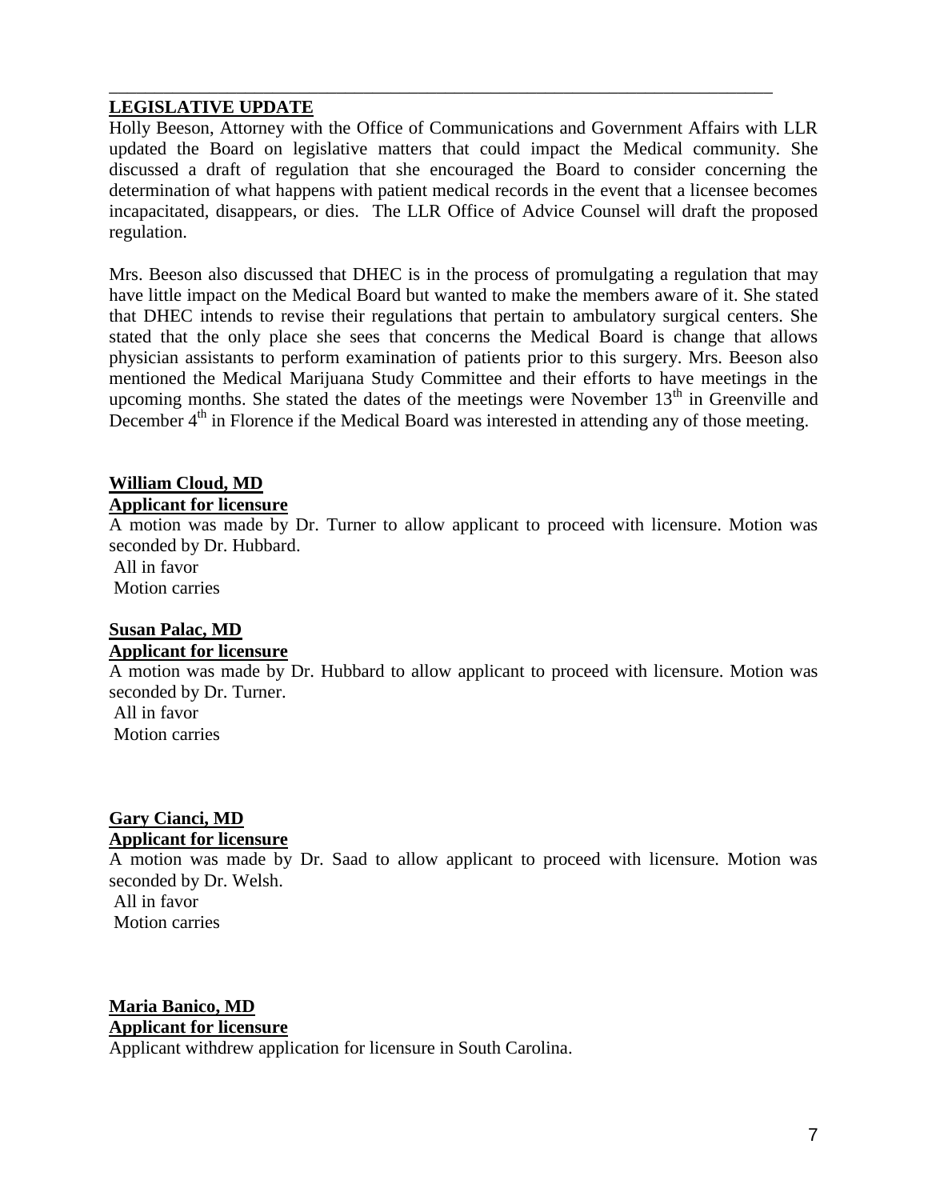## LEGISLATIVE UPDATE

Holly Beeson, Attorney with the Office of Communications and Government Affairs with LLR updated the Board on legislative matters that could impact the Medical community. She discussed a draft of regulation that she encouraged the Board to consider concerning the determination of what happens with patient medical records in the event that a licensee becomes incapacitated, disappears, or dies. The LLR Office of Advice Counsel will draft the proposed regulation.

Mrs. Beeson also discussed that DHEC is in the process of promulgating a regulation that may have little impact on the Medical Board but wanted to make the members aware of it. She stated that DHEC intends to revise their regulations that pertain to ambulatory surgical centers. She stated that the only place she sees that concerns the Medical Board is change that allows physician assistants to perform examination of patients prior to this surgery. Mrs. Beeson also mentioned the Medical Marijuana Study Committee and their efforts to have meetings in the upcoming months. She stated the dates of the meetings were November 13th in Greenville and December 4th in Florence if the Medical Board was interested in attending any of those meeting.

**William Cloud, MD**
**Applicant for licensure**

A motion was made by Dr. Turner to allow applicant to proceed with licensure. Motion was seconded by Dr. Hubbard.
All in favor
Motion carries

**Susan Palac, MD**
**Applicant for licensure**

A motion was made by Dr. Hubbard to allow applicant to proceed with licensure. Motion was seconded by Dr. Turner.
All in favor
Motion carries

**Gary Cianci, MD**
**Applicant for licensure**

A motion was made by Dr. Saad to allow applicant to proceed with licensure. Motion was seconded by Dr. Welsh.
All in favor
Motion carries

**Maria Banico, MD**
**Applicant for licensure**

Applicant withdrew application for licensure in South Carolina.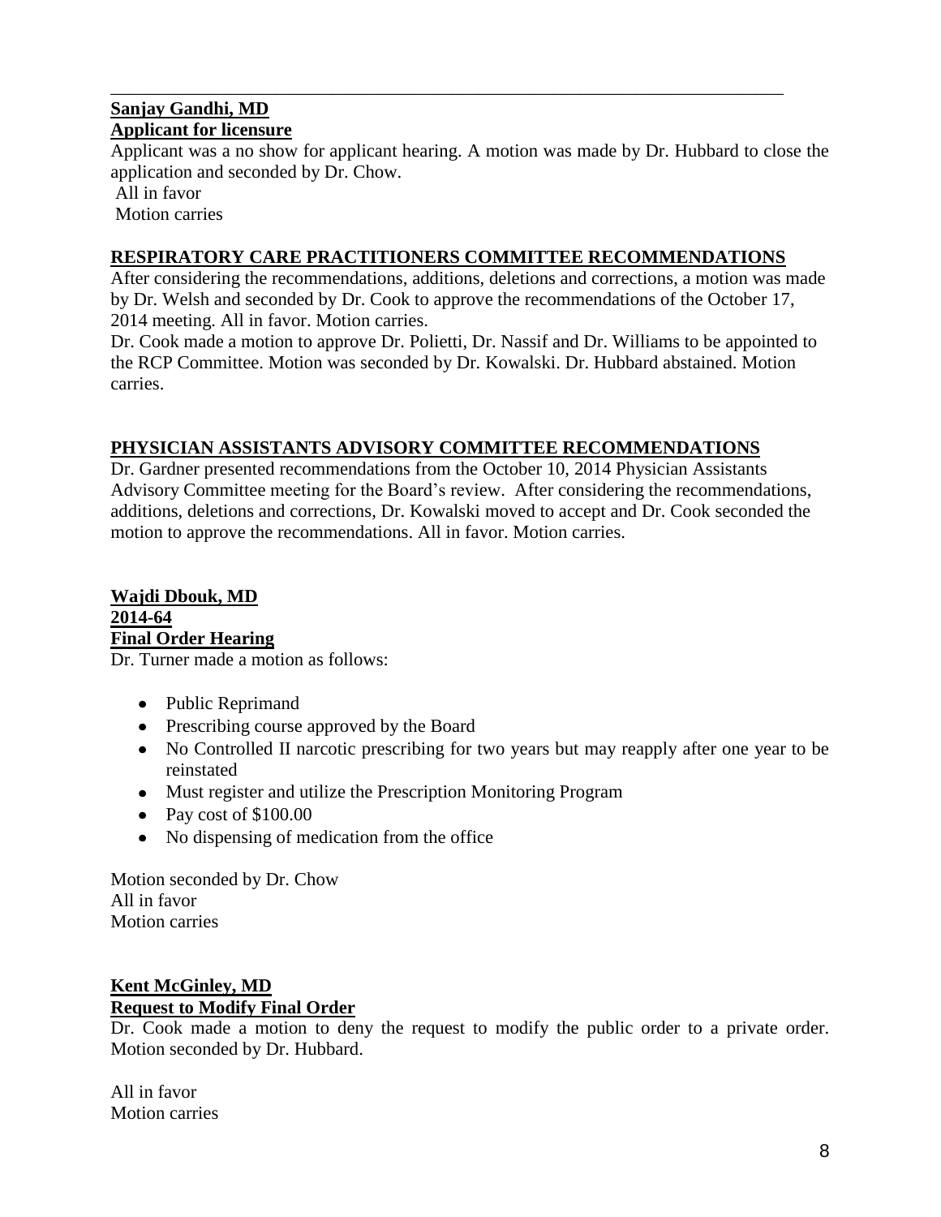---

**Sanjay Gandhi, MD**
**Applicant for licensure**

Applicant was a no show for applicant hearing. A motion was made by Dr. Hubbard to close the application and seconded by Dr. Chow.
All in favor
Motion carries

## RESPIRATORY CARE PRACTITIONERS COMMITTEE RECOMMENDATIONS

After considering the recommendations, additions, deletions and corrections, a motion was made by Dr. Welsh and seconded by Dr. Cook to approve the recommendations of the October 17, 2014 meeting. All in favor. Motion carries.

Dr. Cook made a motion to approve Dr. Polietti, Dr. Nassif and Dr. Williams to be appointed to the RCP Committee. Motion was seconded by Dr. Kowalski. Dr. Hubbard abstained. Motion carries.

## PHYSICIAN ASSISTANTS ADVISORY COMMITTEE RECOMMENDATIONS

Dr. Gardner presented recommendations from the October 10, 2014 Physician Assistants Advisory Committee meeting for the Board's review. After considering the recommendations, additions, deletions and corrections, Dr. Kowalski moved to accept and Dr. Cook seconded the motion to approve the recommendations. All in favor. Motion carries.

**Wajdi Dbouk, MD**
**2014-64**
**Final Order Hearing**

Dr. Turner made a motion as follows:

- Public Reprimand
- Prescribing course approved by the Board
- No Controlled II narcotic prescribing for two years but may reapply after one year to be reinstated
- Must register and utilize the Prescription Monitoring Program
- Pay cost of $100.00
- No dispensing of medication from the office

Motion seconded by Dr. Chow
All in favor
Motion carries

**Kent McGinley, MD**
**Request to Modify Final Order**

Dr. Cook made a motion to deny the request to modify the public order to a private order. Motion seconded by Dr. Hubbard.

All in favor
Motion carries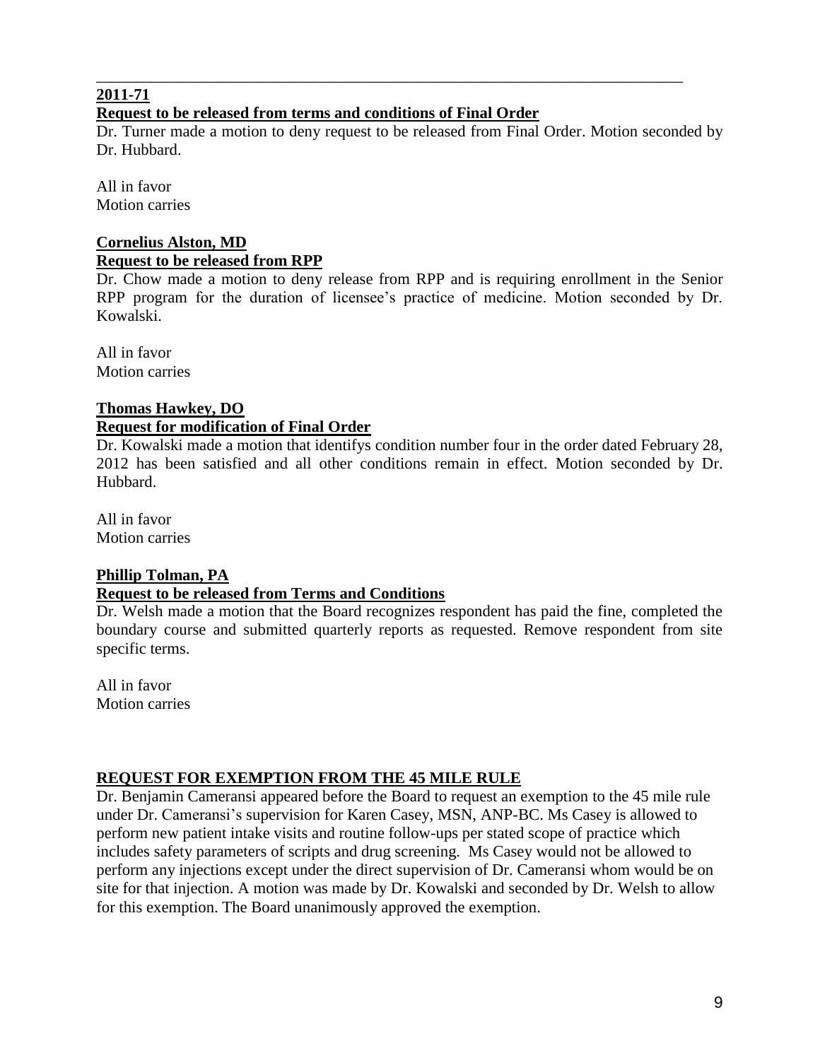---

**2011-71**

**Request to be released from terms and conditions of Final Order**

Dr. Turner made a motion to deny request to be released from Final Order. Motion seconded by Dr. Hubbard.

All in favor
Motion carries

**Cornelius Alston, MD**

**Request to be released from RPP**

Dr. Chow made a motion to deny release from RPP and is requiring enrollment in the Senior RPP program for the duration of licensee's practice of medicine. Motion seconded by Dr. Kowalski.

All in favor
Motion carries

**Thomas Hawkey, DO**

**Request for modification of Final Order**

Dr. Kowalski made a motion that identifys condition number four in the order dated February 28, 2012 has been satisfied and all other conditions remain in effect. Motion seconded by Dr. Hubbard.

All in favor
Motion carries

**Phillip Tolman, PA**

**Request to be released from Terms and Conditions**

Dr. Welsh made a motion that the Board recognizes respondent has paid the fine, completed the boundary course and submitted quarterly reports as requested. Remove respondent from site specific terms.

All in favor
Motion carries

**REQUEST FOR EXEMPTION FROM THE 45 MILE RULE**

Dr. Benjamin Cameransi appeared before the Board to request an exemption to the 45 mile rule under Dr. Cameransi's supervision for Karen Casey, MSN, ANP-BC. Ms Casey is allowed to perform new patient intake visits and routine follow-ups per stated scope of practice which includes safety parameters of scripts and drug screening. Ms Casey would not be allowed to perform any injections except under the direct supervision of Dr. Cameransi whom would be on site for that injection. A motion was made by Dr. Kowalski and seconded by Dr. Welsh to allow for this exemption. The Board unanimously approved the exemption.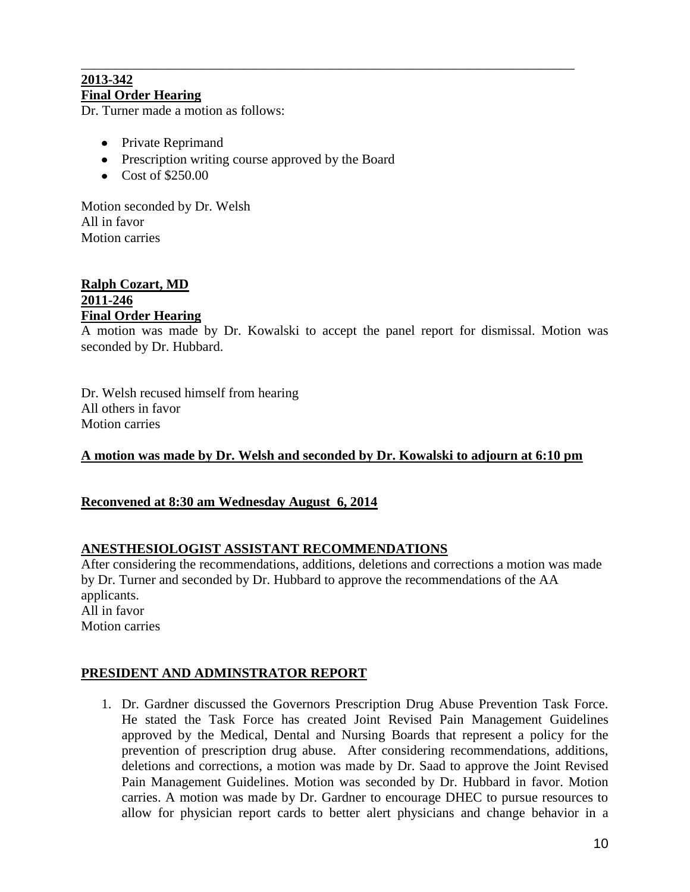**2013-342**
**Final Order Hearing**

Dr. Turner made a motion as follows:

- Private Reprimand
- Prescription writing course approved by the Board
- Cost of $250.00

Motion seconded by Dr. Welsh
All in favor
Motion carries

**Ralph Cozart, MD**
**2011-246**
**Final Order Hearing**

A motion was made by Dr. Kowalski to accept the panel report for dismissal. Motion was seconded by Dr. Hubbard.

Dr. Welsh recused himself from hearing
All others in favor
Motion carries

**A motion was made by Dr. Welsh and seconded by Dr. Kowalski to adjourn at 6:10 pm**

**Reconvened at 8:30 am Wednesday August 6, 2014**

**ANESTHESIOLOGIST ASSISTANT RECOMMENDATIONS**

After considering the recommendations, additions, deletions and corrections a motion was made by Dr. Turner and seconded by Dr. Hubbard to approve the recommendations of the AA applicants.
All in favor
Motion carries

**PRESIDENT AND ADMINSTRATOR REPORT**

1. Dr. Gardner discussed the Governors Prescription Drug Abuse Prevention Task Force. He stated the Task Force has created Joint Revised Pain Management Guidelines approved by the Medical, Dental and Nursing Boards that represent a policy for the prevention of prescription drug abuse. After considering recommendations, additions, deletions and corrections, a motion was made by Dr. Saad to approve the Joint Revised Pain Management Guidelines. Motion was seconded by Dr. Hubbard in favor. Motion carries. A motion was made by Dr. Gardner to encourage DHEC to pursue resources to allow for physician report cards to better alert physicians and change behavior in a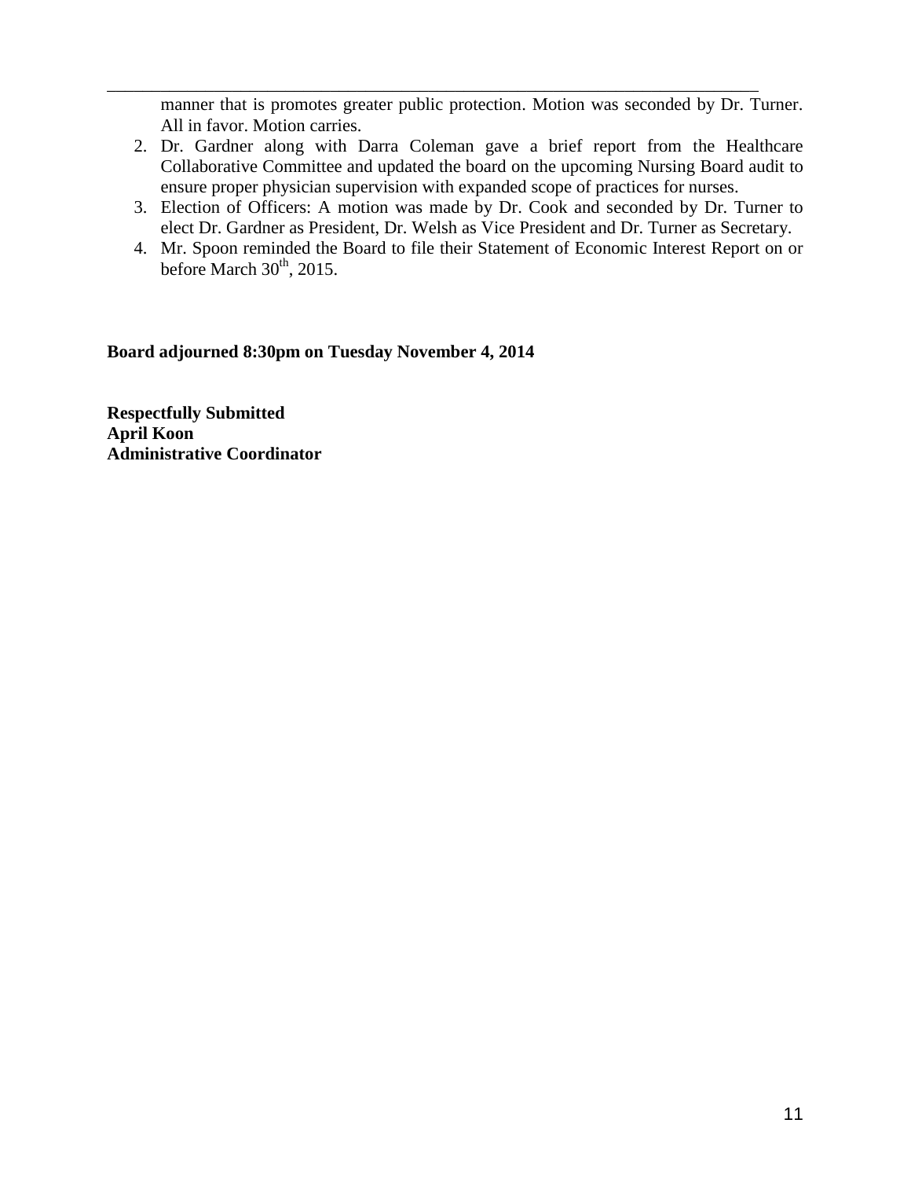manner that is promotes greater public protection. Motion was seconded by Dr. Turner. All in favor. Motion carries.

2. Dr. Gardner along with Darra Coleman gave a brief report from the Healthcare Collaborative Committee and updated the board on the upcoming Nursing Board audit to ensure proper physician supervision with expanded scope of practices for nurses.
3. Election of Officers: A motion was made by Dr. Cook and seconded by Dr. Turner to elect Dr. Gardner as President, Dr. Welsh as Vice President and Dr. Turner as Secretary.
4. Mr. Spoon reminded the Board to file their Statement of Economic Interest Report on or before March 30th, 2015.

**Board adjourned 8:30pm on Tuesday November 4, 2014**

**Respectfully Submitted**
**April Koon**
**Administrative Coordinator**